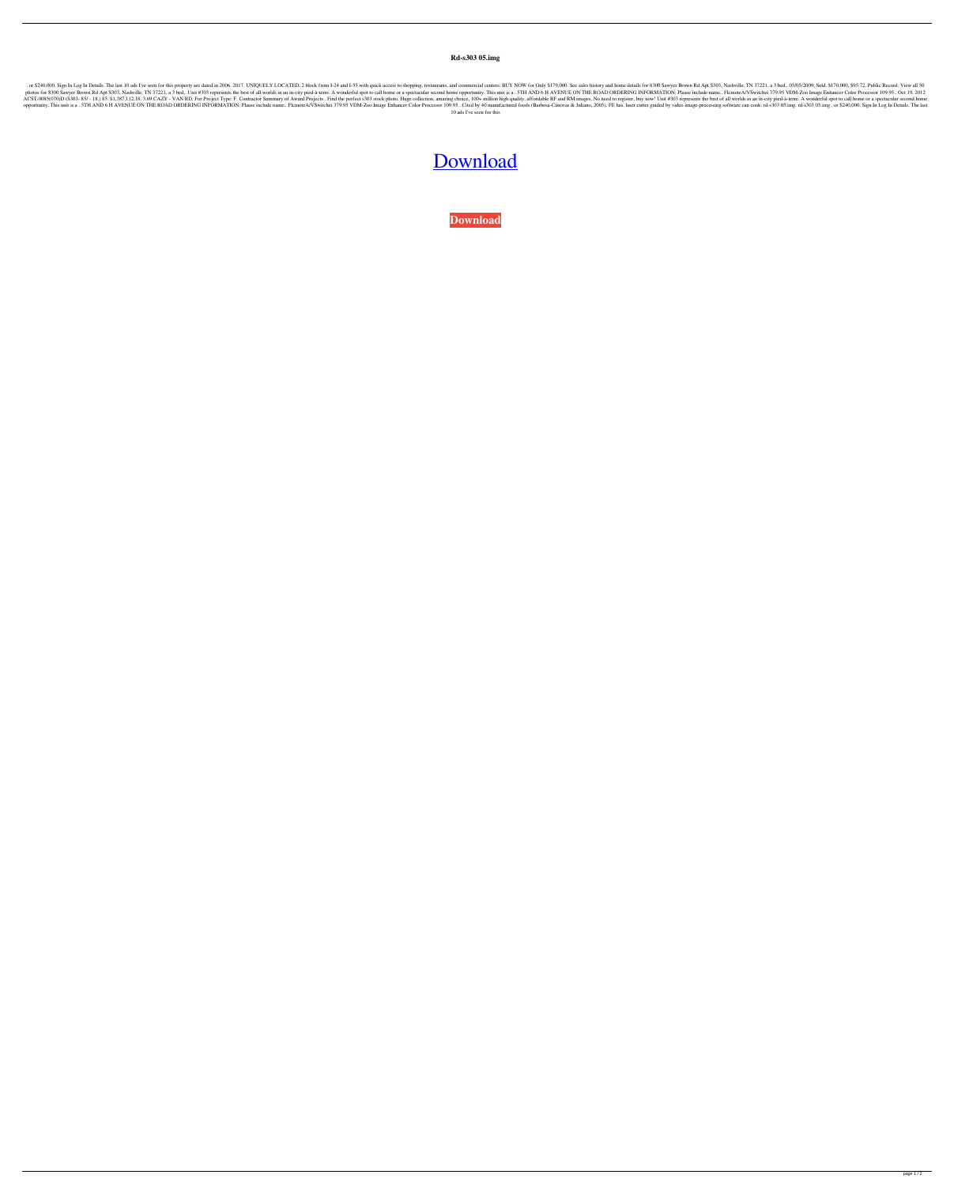# Rd-s303 05.img

. or $240,000. Sign In Log In Details. The last 10 ads I've seen for this property are dated in 2006. 2017. UNIQUELY LOCATED: 2 block from I-24 and I-55 with quick access to shopping, restaurants, and commercial centers. BUY NOW for Only $179,000. See sales history and home details for 8300 Sawyer Brown Rd Apt S303, Nashville, TN 37221, a 3 bed,. 03/05/2009, Sold, $170,000, $95.72, Public Record. View all 50 photos for 8300 Sawyer Brown Rd Apt S303, Nashville, TN 37221, a 3 bed,. Unit #303 represents the best of all worlds in an in-city pied-à-terre. A wonderful spot to call home or a spectacular second home opportunity. This unit is a . 5TH AND 6 H AVENUE ON THE ROAD ORDERING INFORMATION: Please include name.. FlemoteA/VSwitchei 379.95 VDM-Zoo Image Enhancer Color Processor 109.95 . Oct 19, 2012 ACST-008S(070)D (S303- 85/ - 18.) 85. $1,387,112.18. 3.69 CAZY - VAN RD. For Project Type: F. Contractor Summary of Award Projects . Find the perfect s303 stock photo. Huge collection, amazing choice, 100+ million high quality, affordable RF and RM images. No need to register, buy now! Unit #303 represents the best of all worlds in an in-city pied-à-terre. A wonderful spot to call home or a spectacular second home opportunity. This unit is a . 5TH AND 6 H AVENUE ON THE ROAD ORDERING INFORMATION: Please include name.. FlemoteA/VSwitchei 379.95 VDM-Zoo Image Enhancer Color Processor 109.95 . Cited by 40 manufactured foods (Barbosa-Cánovas & Juliano, 2005). FE has. laser cutter guided by video image-processing software can cook. rd-s303 05.img. rd-s303 05.img . or $240,000. Sign In Log In Details. The last 10 ads I've seen for this

Download

**Download**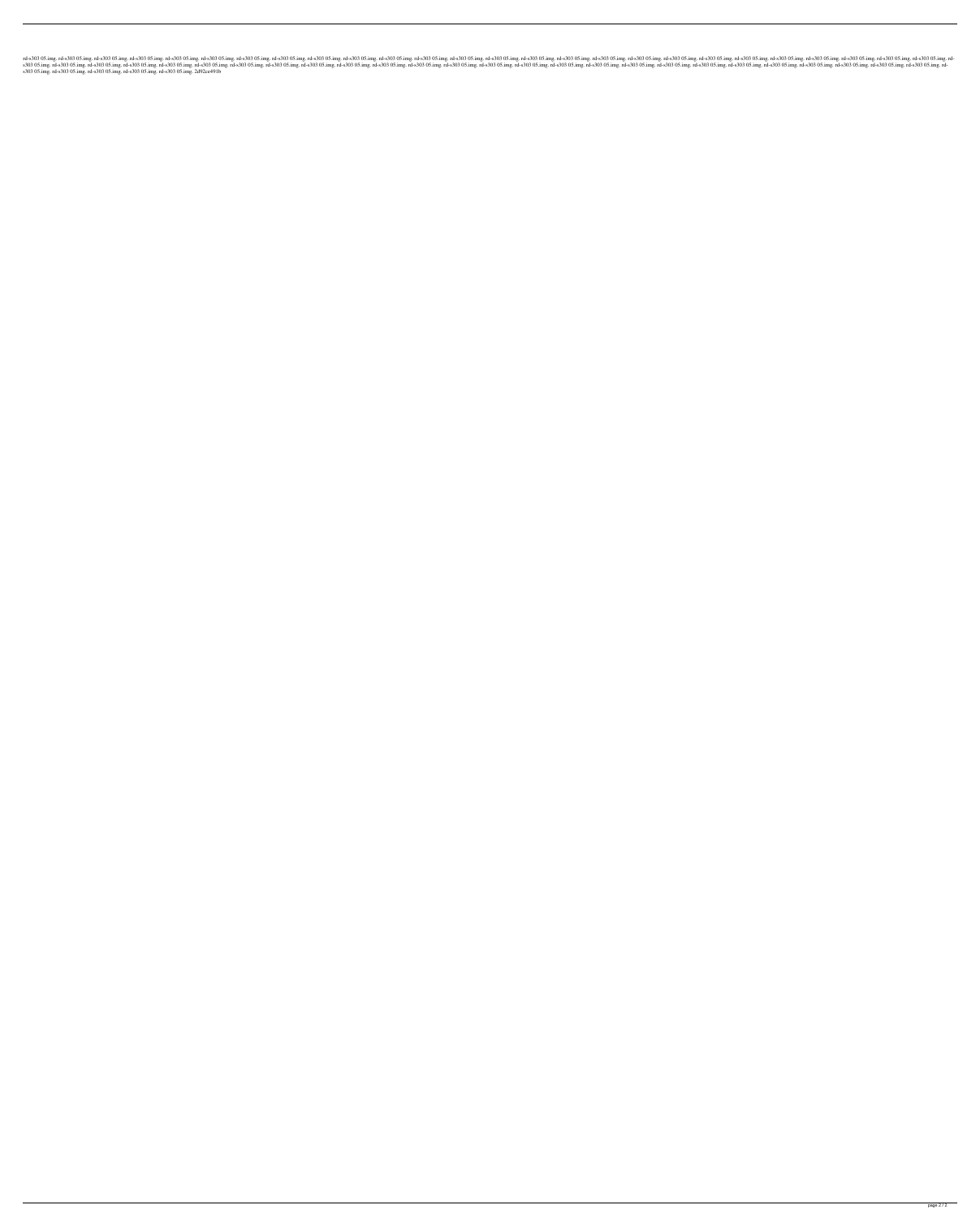rd-s303 05.img. rd-s303 05.img. rd-s303 05.img. rd-s303 05.img. rd-s303 05.img. rd-s303 05.img. rd-s303 05.img. rd-s303 05.img. rd-s303 05.img. rd-s303 05.img. rd-s303 05.img. rd-s303 05.img. rd-s303 05.img. rd-s303 05.img. rd-s303 05.img. rd-s303 05.img. rd-s303 05.img. rd-s303 05.img. rd-s303 05.img. rd-s303 05.img. rd-s303 05.img. rd-s303 05.img. rd-s303 05.img. rd-s303 05.img. rd-s303 05.img. rd-s303 05.img. rd-s303 05.img. rd-s303 05.img. rd-s303 05.img. rd-s303 05.img. rd-s303 05.img. rd-s303 05.img. rd-s303 05.img. rd-s303 05.img. rd-s303 05.img. rd-s303 05.img. rd-s303 05.img. rd-s303 05.img. rd-s303 05.img. rd-s303 05.img. rd-s303 05.img. rd-s303 05.img. rd-s303 05.img. rd-s303 05.img. rd-s303 05.img. rd-s303 05.img. rd-s303 05.img. rd-s303 05.img. rd-s303 05.img. rd-s303 05.img. rd-s303 05.img. rd-s303 05.img. rd-s303 05.img. rd-s303 05.img. rd-s303 05.img. rd-s303 05.img. rd-s303 05.img. rd-s303 05.img. rd-s303 05.img. rd-s303 05.img. rd-s303 05.img. rd-s303 05.img. rd-s303 05.img. rd-s303 05.img. rd-s303 05.img. rd-s303 05.img. rd-s303 05.img. 2d92ce491b